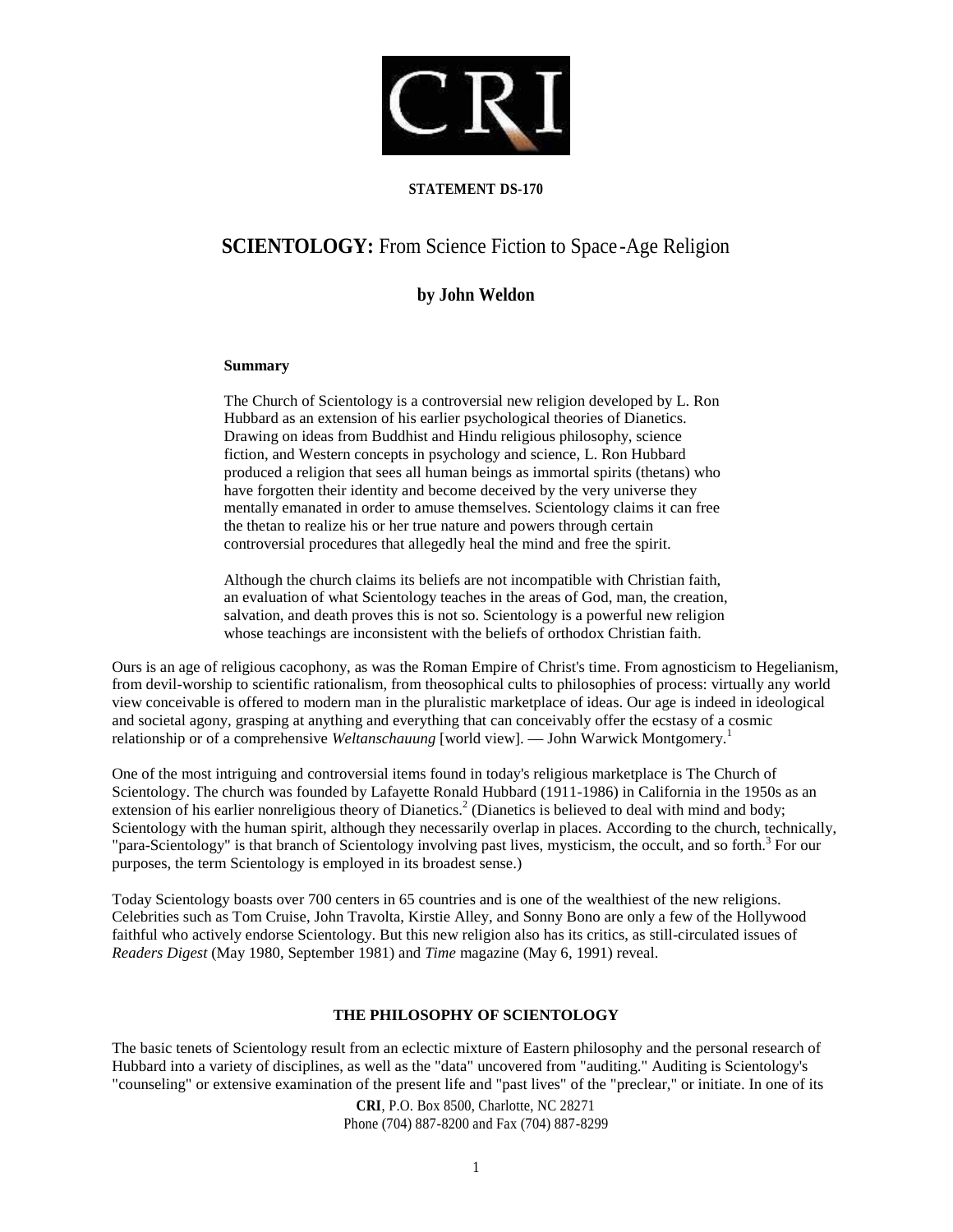**STATEMENT DS-170**

# SCIENTOLOGY: From Science Fiction to Space-Age Religion

## by John Weldon

**Summary**

The Church of Scientology is a controversial new religion developed by L. Ron Hubbard as an extension of his earlier psychological theories of Dianetics. Drawing on ideas from Buddhist and Hindu religious philosophy, science fiction, and Western concepts in psychology and science, L. Ron Hubbard produced a religion that sees all human beings as immortal spirits (thetans) who have forgotten their identity and become deceived by the very universe they mentally emanated in order to amuse themselves. Scientology claims it can free the thetan to realize his or her true nature and powers through certain controversial procedures that allegedly heal the mind and free the spirit.

Although the church claims its beliefs are not incompatible with Christian faith, an evaluation of what Scientology teaches in the areas of God, man, the creation, salvation, and death proves this is not so. Scientology is a powerful new religion whose teachings are inconsistent with the beliefs of orthodox Christian faith.

Ours is an age of religious cacophony, as was the Roman Empire of Christ's time. From agnosticism to Hegelianism, from devil-worship to scientific rationalism, from theosophical cults to philosophies of process: virtually any world view conceivable is offered to modern man in the pluralistic marketplace of ideas. Our age is indeed in ideological and societal agony, grasping at anything and everything that can conceivably offer the ecstasy of a cosmic relationship or of a comprehensive *Weltanschauung* [world view]. — John Warwick Montgomery.[1]

One of the most intriguing and controversial items found in today's religious marketplace is The Church of Scientology. The church was founded by Lafayette Ronald Hubbard (1911-1986) in California in the 1950s as an extension of his earlier nonreligious theory of Dianetics.[2] (Dianetics is believed to deal with mind and body; Scientology with the human spirit, although they necessarily overlap in places. According to the church, technically, "para-Scientology" is that branch of Scientology involving past lives, mysticism, the occult, and so forth.[3] For our purposes, the term Scientology is employed in its broadest sense.)

Today Scientology boasts over 700 centers in 65 countries and is one of the wealthiest of the new religions. Celebrities such as Tom Cruise, John Travolta, Kirstie Alley, and Sonny Bono are only a few of the Hollywood faithful who actively endorse Scientology. But this new religion also has its critics, as still-circulated issues of *Readers Digest* (May 1980, September 1981) and *Time* magazine (May 6, 1991) reveal.

### THE PHILOSOPHY OF SCIENTOLOGY

The basic tenets of Scientology result from an eclectic mixture of Eastern philosophy and the personal research of Hubbard into a variety of disciplines, as well as the "data" uncovered from "auditing." Auditing is Scientology's "counseling" or extensive examination of the present life and "past lives" of the "preclear," or initiate. In one of its

**CRI**, P.O. Box 8500, Charlotte, NC 28271
Phone (704) 887-8200 and Fax (704) 887-8299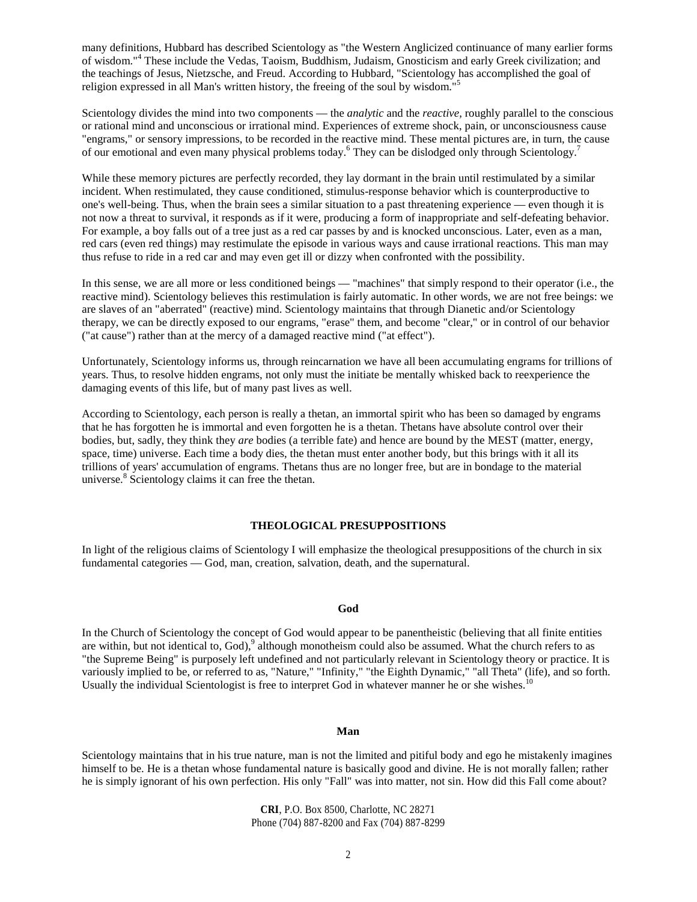many definitions, Hubbard has described Scientology as "the Western Anglicized continuance of many earlier forms of wisdom."[4] These include the Vedas, Taoism, Buddhism, Judaism, Gnosticism and early Greek civilization; and the teachings of Jesus, Nietzsche, and Freud. According to Hubbard, "Scientology has accomplished the goal of religion expressed in all Man's written history, the freeing of the soul by wisdom."[5]

Scientology divides the mind into two components — the *analytic* and the *reactive,* roughly parallel to the conscious or rational mind and unconscious or irrational mind. Experiences of extreme shock, pain, or unconsciousness cause "engrams," or sensory impressions, to be recorded in the reactive mind. These mental pictures are, in turn, the cause of our emotional and even many physical problems today.[6] They can be dislodged only through Scientology.[7]

While these memory pictures are perfectly recorded, they lay dormant in the brain until restimulated by a similar incident. When restimulated, they cause conditioned, stimulus-response behavior which is counterproductive to one's well-being. Thus, when the brain sees a similar situation to a past threatening experience — even though it is not now a threat to survival, it responds as if it were, producing a form of inappropriate and self-defeating behavior. For example, a boy falls out of a tree just as a red car passes by and is knocked unconscious. Later, even as a man, red cars (even red things) may restimulate the episode in various ways and cause irrational reactions. This man may thus refuse to ride in a red car and may even get ill or dizzy when confronted with the possibility.

In this sense, we are all more or less conditioned beings — "machines" that simply respond to their operator (i.e., the reactive mind). Scientology believes this restimulation is fairly automatic. In other words, we are not free beings: we are slaves of an "aberrated" (reactive) mind. Scientology maintains that through Dianetic and/or Scientology therapy, we can be directly exposed to our engrams, "erase" them, and become "clear," or in control of our behavior ("at cause") rather than at the mercy of a damaged reactive mind ("at effect").

Unfortunately, Scientology informs us, through reincarnation we have all been accumulating engrams for trillions of years. Thus, to resolve hidden engrams, not only must the initiate be mentally whisked back to reexperience the damaging events of this life, but of many past lives as well.

According to Scientology, each person is really a thetan, an immortal spirit who has been so damaged by engrams that he has forgotten he is immortal and even forgotten he is a thetan. Thetans have absolute control over their bodies, but, sadly, they think they *are* bodies (a terrible fate) and hence are bound by the MEST (matter, energy, space, time) universe. Each time a body dies, the thetan must enter another body, but this brings with it all its trillions of years' accumulation of engrams. Thetans thus are no longer free, but are in bondage to the material universe.[8] Scientology claims it can free the thetan.

## THEOLOGICAL PRESUPPOSITIONS

In light of the religious claims of Scientology I will emphasize the theological presuppositions of the church in six fundamental categories — God, man, creation, salvation, death, and the supernatural.

### God

In the Church of Scientology the concept of God would appear to be panentheistic (believing that all finite entities are within, but not identical to, God),[9] although monotheism could also be assumed. What the church refers to as "the Supreme Being" is purposely left undefined and not particularly relevant in Scientology theory or practice. It is variously implied to be, or referred to as, "Nature," "Infinity," "the Eighth Dynamic," "all Theta" (life), and so forth. Usually the individual Scientologist is free to interpret God in whatever manner he or she wishes.[10]

### Man

Scientology maintains that in his true nature, man is not the limited and pitiful body and ego he mistakenly imagines himself to be. He is a thetan whose fundamental nature is basically good and divine. He is not morally fallen; rather he is simply ignorant of his own perfection. His only "Fall" was into matter, not sin. How did this Fall come about?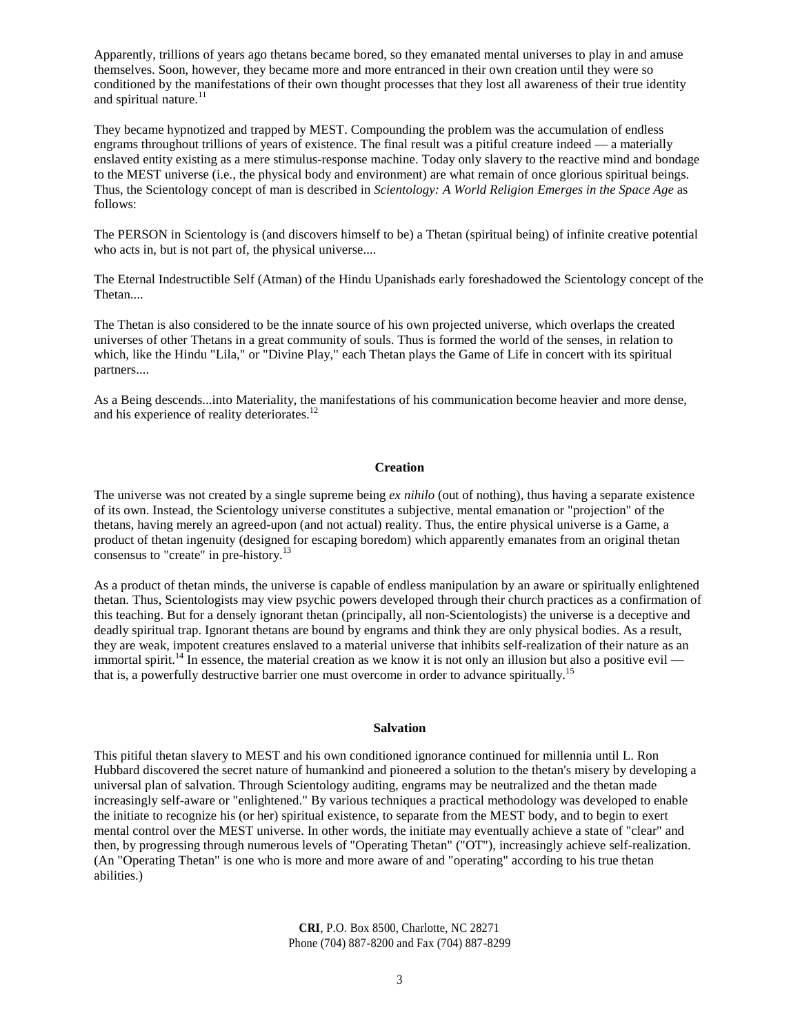Apparently, trillions of years ago thetans became bored, so they emanated mental universes to play in and amuse themselves. Soon, however, they became more and more entranced in their own creation until they were so conditioned by the manifestations of their own thought processes that they lost all awareness of their true identity and spiritual nature.[11]

They became hypnotized and trapped by MEST. Compounding the problem was the accumulation of endless engrams throughout trillions of years of existence. The final result was a pitiful creature indeed — a materially enslaved entity existing as a mere stimulus-response machine. Today only slavery to the reactive mind and bondage to the MEST universe (i.e., the physical body and environment) are what remain of once glorious spiritual beings. Thus, the Scientology concept of man is described in *Scientology: A World Religion Emerges in the Space Age* as follows:

The PERSON in Scientology is (and discovers himself to be) a Thetan (spiritual being) of infinite creative potential who acts in, but is not part of, the physical universe....

The Eternal Indestructible Self (Atman) of the Hindu Upanishads early foreshadowed the Scientology concept of the Thetan....

The Thetan is also considered to be the innate source of his own projected universe, which overlaps the created universes of other Thetans in a great community of souls. Thus is formed the world of the senses, in relation to which, like the Hindu "Lila," or "Divine Play," each Thetan plays the Game of Life in concert with its spiritual partners....

As a Being descends...into Materiality, the manifestations of his communication become heavier and more dense, and his experience of reality deteriorates.[12]

## Creation

The universe was not created by a single supreme being *ex nihilo* (out of nothing), thus having a separate existence of its own. Instead, the Scientology universe constitutes a subjective, mental emanation or "projection" of the thetans, having merely an agreed-upon (and not actual) reality. Thus, the entire physical universe is a Game, a product of thetan ingenuity (designed for escaping boredom) which apparently emanates from an original thetan consensus to "create" in pre-history.[13]

As a product of thetan minds, the universe is capable of endless manipulation by an aware or spiritually enlightened thetan. Thus, Scientologists may view psychic powers developed through their church practices as a confirmation of this teaching. But for a densely ignorant thetan (principally, all non-Scientologists) the universe is a deceptive and deadly spiritual trap. Ignorant thetans are bound by engrams and think they are only physical bodies. As a result, they are weak, impotent creatures enslaved to a material universe that inhibits self-realization of their nature as an immortal spirit.[14] In essence, the material creation as we know it is not only an illusion but also a positive evil — that is, a powerfully destructive barrier one must overcome in order to advance spiritually.[15]

## Salvation

This pitiful thetan slavery to MEST and his own conditioned ignorance continued for millennia until L. Ron Hubbard discovered the secret nature of humankind and pioneered a solution to the thetan's misery by developing a universal plan of salvation. Through Scientology auditing, engrams may be neutralized and the thetan made increasingly self-aware or "enlightened." By various techniques a practical methodology was developed to enable the initiate to recognize his (or her) spiritual existence, to separate from the MEST body, and to begin to exert mental control over the MEST universe. In other words, the initiate may eventually achieve a state of "clear" and then, by progressing through numerous levels of "Operating Thetan" ("OT"), increasingly achieve self-realization. (An "Operating Thetan" is one who is more and more aware of and "operating" according to his true thetan abilities.)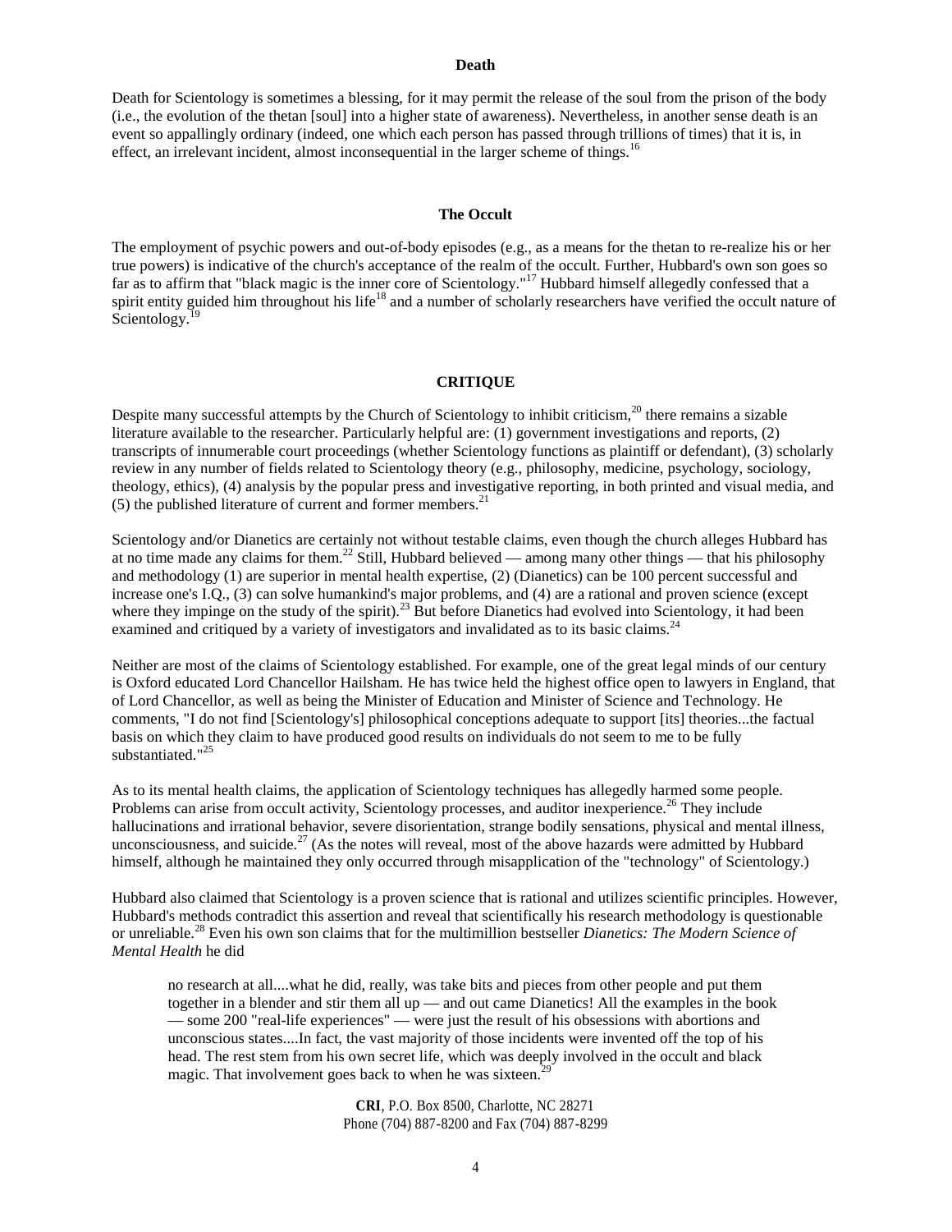## Death

Death for Scientology is sometimes a blessing, for it may permit the release of the soul from the prison of the body (i.e., the evolution of the thetan [soul] into a higher state of awareness). Nevertheless, in another sense death is an event so appallingly ordinary (indeed, one which each person has passed through trillions of times) that it is, in effect, an irrelevant incident, almost inconsequential in the larger scheme of things.[16]

## The Occult

The employment of psychic powers and out-of-body episodes (e.g., as a means for the thetan to re-realize his or her true powers) is indicative of the church's acceptance of the realm of the occult. Further, Hubbard's own son goes so far as to affirm that "black magic is the inner core of Scientology."[17] Hubbard himself allegedly confessed that a spirit entity guided him throughout his life[18] and a number of scholarly researchers have verified the occult nature of Scientology.[19]

## CRITIQUE

Despite many successful attempts by the Church of Scientology to inhibit criticism,[20] there remains a sizable literature available to the researcher. Particularly helpful are: (1) government investigations and reports, (2) transcripts of innumerable court proceedings (whether Scientology functions as plaintiff or defendant), (3) scholarly review in any number of fields related to Scientology theory (e.g., philosophy, medicine, psychology, sociology, theology, ethics), (4) analysis by the popular press and investigative reporting, in both printed and visual media, and (5) the published literature of current and former members.[21]

Scientology and/or Dianetics are certainly not without testable claims, even though the church alleges Hubbard has at no time made any claims for them.[22] Still, Hubbard believed — among many other things — that his philosophy and methodology (1) are superior in mental health expertise, (2) (Dianetics) can be 100 percent successful and increase one's I.Q., (3) can solve humankind's major problems, and (4) are a rational and proven science (except where they impinge on the study of the spirit).[23] But before Dianetics had evolved into Scientology, it had been examined and critiqued by a variety of investigators and invalidated as to its basic claims.[24]

Neither are most of the claims of Scientology established. For example, one of the great legal minds of our century is Oxford educated Lord Chancellor Hailsham. He has twice held the highest office open to lawyers in England, that of Lord Chancellor, as well as being the Minister of Education and Minister of Science and Technology. He comments, "I do not find [Scientology's] philosophical conceptions adequate to support [its] theories...the factual basis on which they claim to have produced good results on individuals do not seem to me to be fully substantiated."[25]

As to its mental health claims, the application of Scientology techniques has allegedly harmed some people. Problems can arise from occult activity, Scientology processes, and auditor inexperience.[26] They include hallucinations and irrational behavior, severe disorientation, strange bodily sensations, physical and mental illness, unconsciousness, and suicide.[27] (As the notes will reveal, most of the above hazards were admitted by Hubbard himself, although he maintained they only occurred through misapplication of the "technology" of Scientology.)

Hubbard also claimed that Scientology is a proven science that is rational and utilizes scientific principles. However, Hubbard's methods contradict this assertion and reveal that scientifically his research methodology is questionable or unreliable.[28] Even his own son claims that for the multimillion bestseller *Dianetics: The Modern Science of Mental Health* he did

> no research at all....what he did, really, was take bits and pieces from other people and put them together in a blender and stir them all up — and out came Dianetics! All the examples in the book — some 200 "real-life experiences" — were just the result of his obsessions with abortions and unconscious states....In fact, the vast majority of those incidents were invented off the top of his head. The rest stem from his own secret life, which was deeply involved in the occult and black magic. That involvement goes back to when he was sixteen.[29]

**CRI**, P.O. Box 8500, Charlotte, NC 28271
Phone (704) 887-8200 and Fax (704) 887-8299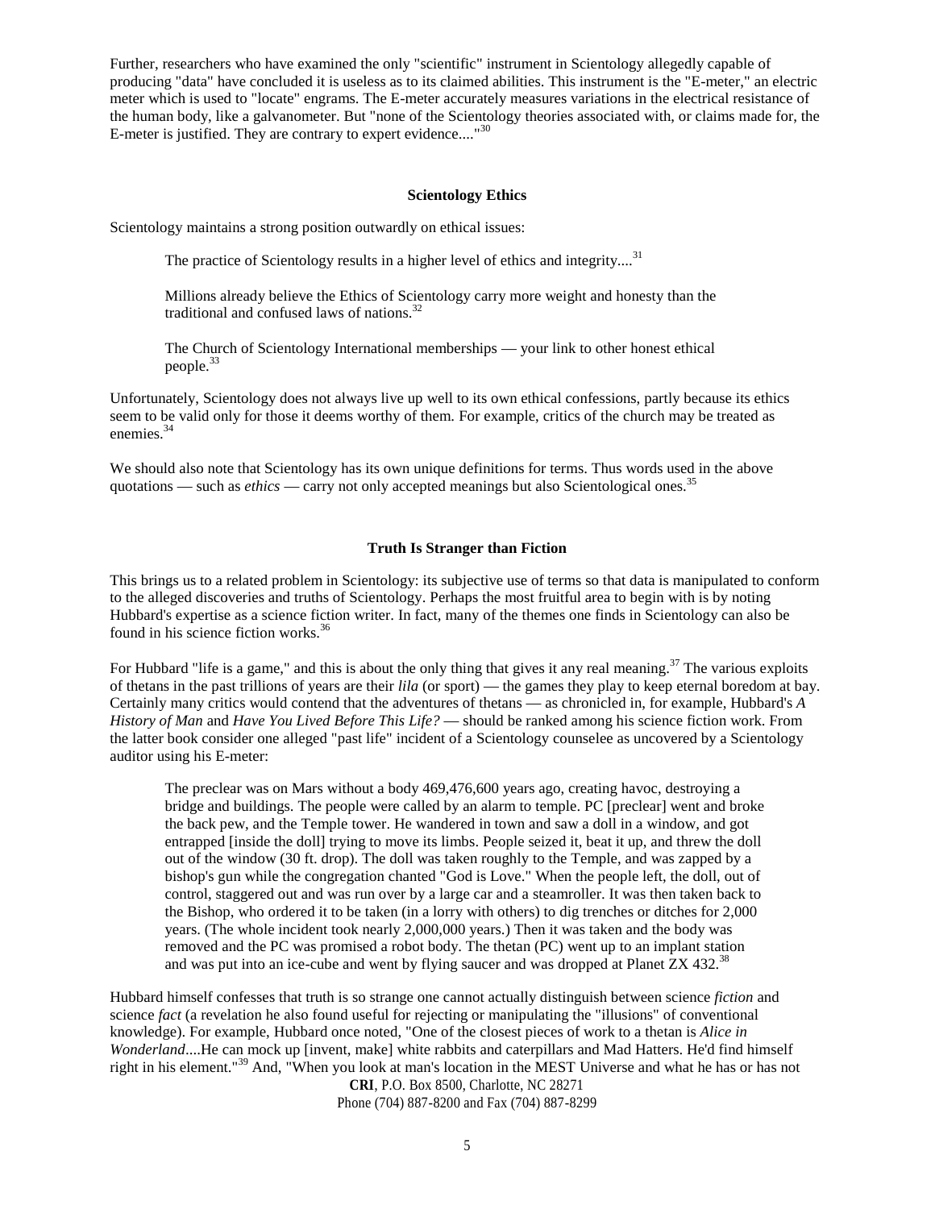Further, researchers who have examined the only "scientific" instrument in Scientology allegedly capable of producing "data" have concluded it is useless as to its claimed abilities. This instrument is the "E-meter," an electric meter which is used to "locate" engrams. The E-meter accurately measures variations in the electrical resistance of the human body, like a galvanometer. But "none of the Scientology theories associated with, or claims made for, the E-meter is justified. They are contrary to expert evidence...."[30]

### Scientology Ethics

Scientology maintains a strong position outwardly on ethical issues:

> The practice of Scientology results in a higher level of ethics and integrity....[31]
>
> Millions already believe the Ethics of Scientology carry more weight and honesty than the traditional and confused laws of nations.[32]
>
> The Church of Scientology International memberships — your link to other honest ethical people.[33]

Unfortunately, Scientology does not always live up well to its own ethical confessions, partly because its ethics seem to be valid only for those it deems worthy of them. For example, critics of the church may be treated as enemies.[34]

We should also note that Scientology has its own unique definitions for terms. Thus words used in the above quotations — such as *ethics* — carry not only accepted meanings but also Scientological ones.[35]

### Truth Is Stranger than Fiction

This brings us to a related problem in Scientology: its subjective use of terms so that data is manipulated to conform to the alleged discoveries and truths of Scientology. Perhaps the most fruitful area to begin with is by noting Hubbard's expertise as a science fiction writer. In fact, many of the themes one finds in Scientology can also be found in his science fiction works.[36]

For Hubbard "life is a game," and this is about the only thing that gives it any real meaning.[37] The various exploits of thetans in the past trillions of years are their *lila* (or sport) — the games they play to keep eternal boredom at bay. Certainly many critics would contend that the adventures of thetans — as chronicled in, for example, Hubbard's *A History of Man* and *Have You Lived Before This Life?* — should be ranked among his science fiction work. From the latter book consider one alleged "past life" incident of a Scientology counselee as uncovered by a Scientology auditor using his E-meter:

> The preclear was on Mars without a body 469,476,600 years ago, creating havoc, destroying a bridge and buildings. The people were called by an alarm to temple. PC [preclear] went and broke the back pew, and the Temple tower. He wandered in town and saw a doll in a window, and got entrapped [inside the doll] trying to move its limbs. People seized it, beat it up, and threw the doll out of the window (30 ft. drop). The doll was taken roughly to the Temple, and was zapped by a bishop's gun while the congregation chanted "God is Love." When the people left, the doll, out of control, staggered out and was run over by a large car and a steamroller. It was then taken back to the Bishop, who ordered it to be taken (in a lorry with others) to dig trenches or ditches for 2,000 years. (The whole incident took nearly 2,000,000 years.) Then it was taken and the body was removed and the PC was promised a robot body. The thetan (PC) went up to an implant station and was put into an ice-cube and went by flying saucer and was dropped at Planet ZX 432.[38]

Hubbard himself confesses that truth is so strange one cannot actually distinguish between science *fiction* and science *fact* (a revelation he also found useful for rejecting or manipulating the "illusions" of conventional knowledge). For example, Hubbard once noted, "One of the closest pieces of work to a thetan is *Alice in Wonderland*....He can mock up [invent, make] white rabbits and caterpillars and Mad Hatters. He'd find himself right in his element."[39] And, "When you look at man's location in the MEST Universe and what he has or has not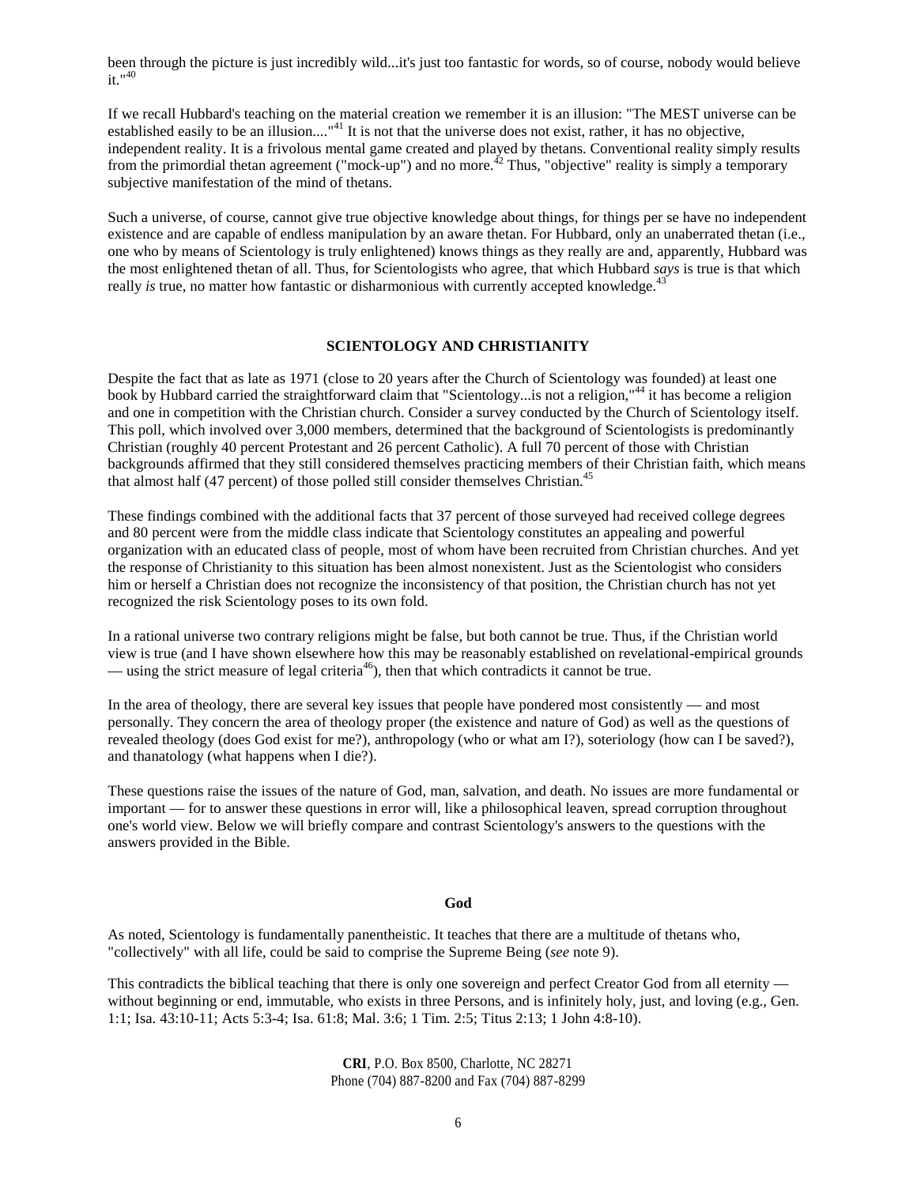been through the picture is just incredibly wild...it's just too fantastic for words, so of course, nobody would believe it."[40]

If we recall Hubbard's teaching on the material creation we remember it is an illusion: "The MEST universe can be established easily to be an illusion...."[41] It is not that the universe does not exist, rather, it has no objective, independent reality. It is a frivolous mental game created and played by thetans. Conventional reality simply results from the primordial thetan agreement ("mock-up") and no more.[42] Thus, "objective" reality is simply a temporary subjective manifestation of the mind of thetans.

Such a universe, of course, cannot give true objective knowledge about things, for things per se have no independent existence and are capable of endless manipulation by an aware thetan. For Hubbard, only an unaberrated thetan (i.e., one who by means of Scientology is truly enlightened) knows things as they really are and, apparently, Hubbard was the most enlightened thetan of all. Thus, for Scientologists who agree, that which Hubbard *says* is true is that which really *is* true, no matter how fantastic or disharmonious with currently accepted knowledge.[43]

## SCIENTOLOGY AND CHRISTIANITY

Despite the fact that as late as 1971 (close to 20 years after the Church of Scientology was founded) at least one book by Hubbard carried the straightforward claim that "Scientology...is not a religion,"[44] it has become a religion and one in competition with the Christian church. Consider a survey conducted by the Church of Scientology itself. This poll, which involved over 3,000 members, determined that the background of Scientologists is predominantly Christian (roughly 40 percent Protestant and 26 percent Catholic). A full 70 percent of those with Christian backgrounds affirmed that they still considered themselves practicing members of their Christian faith, which means that almost half (47 percent) of those polled still consider themselves Christian.[45]

These findings combined with the additional facts that 37 percent of those surveyed had received college degrees and 80 percent were from the middle class indicate that Scientology constitutes an appealing and powerful organization with an educated class of people, most of whom have been recruited from Christian churches. And yet the response of Christianity to this situation has been almost nonexistent. Just as the Scientologist who considers him or herself a Christian does not recognize the inconsistency of that position, the Christian church has not yet recognized the risk Scientology poses to its own fold.

In a rational universe two contrary religions might be false, but both cannot be true. Thus, if the Christian world view is true (and I have shown elsewhere how this may be reasonably established on revelational-empirical grounds — using the strict measure of legal criteria[46]), then that which contradicts it cannot be true.

In the area of theology, there are several key issues that people have pondered most consistently — and most personally. They concern the area of theology proper (the existence and nature of God) as well as the questions of revealed theology (does God exist for me?), anthropology (who or what am I?), soteriology (how can I be saved?), and thanatology (what happens when I die?).

These questions raise the issues of the nature of God, man, salvation, and death. No issues are more fundamental or important — for to answer these questions in error will, like a philosophical leaven, spread corruption throughout one's world view. Below we will briefly compare and contrast Scientology's answers to the questions with the answers provided in the Bible.

### God

As noted, Scientology is fundamentally panentheistic. It teaches that there are a multitude of thetans who, "collectively" with all life, could be said to comprise the Supreme Being (*see* note 9).

This contradicts the biblical teaching that there is only one sovereign and perfect Creator God from all eternity — without beginning or end, immutable, who exists in three Persons, and is infinitely holy, just, and loving (e.g., Gen. 1:1; Isa. 43:10-11; Acts 5:3-4; Isa. 61:8; Mal. 3:6; 1 Tim. 2:5; Titus 2:13; 1 John 4:8-10).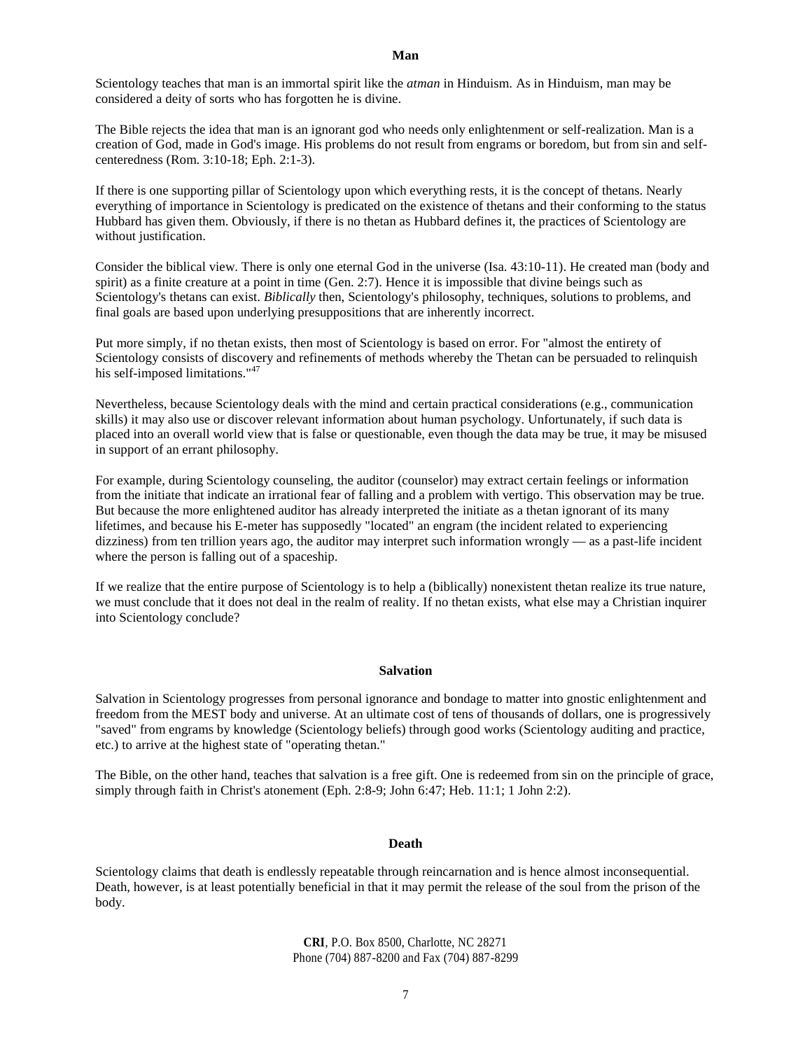### Man

Scientology teaches that man is an immortal spirit like the *atman* in Hinduism. As in Hinduism, man may be considered a deity of sorts who has forgotten he is divine.

The Bible rejects the idea that man is an ignorant god who needs only enlightenment or self-realization. Man is a creation of God, made in God's image. His problems do not result from engrams or boredom, but from sin and self-centeredness (Rom. 3:10-18; Eph. 2:1-3).

If there is one supporting pillar of Scientology upon which everything rests, it is the concept of thetans. Nearly everything of importance in Scientology is predicated on the existence of thetans and their conforming to the status Hubbard has given them. Obviously, if there is no thetan as Hubbard defines it, the practices of Scientology are without justification.

Consider the biblical view. There is only one eternal God in the universe (Isa. 43:10-11). He created man (body and spirit) as a finite creature at a point in time (Gen. 2:7). Hence it is impossible that divine beings such as Scientology's thetans can exist. *Biblically* then, Scientology's philosophy, techniques, solutions to problems, and final goals are based upon underlying presuppositions that are inherently incorrect.

Put more simply, if no thetan exists, then most of Scientology is based on error. For "almost the entirety of Scientology consists of discovery and refinements of methods whereby the Thetan can be persuaded to relinquish his self-imposed limitations."[47]

Nevertheless, because Scientology deals with the mind and certain practical considerations (e.g., communication skills) it may also use or discover relevant information about human psychology. Unfortunately, if such data is placed into an overall world view that is false or questionable, even though the data may be true, it may be misused in support of an errant philosophy.

For example, during Scientology counseling, the auditor (counselor) may extract certain feelings or information from the initiate that indicate an irrational fear of falling and a problem with vertigo. This observation may be true. But because the more enlightened auditor has already interpreted the initiate as a thetan ignorant of its many lifetimes, and because his E-meter has supposedly "located" an engram (the incident related to experiencing dizziness) from ten trillion years ago, the auditor may interpret such information wrongly — as a past-life incident where the person is falling out of a spaceship.

If we realize that the entire purpose of Scientology is to help a (biblically) nonexistent thetan realize its true nature, we must conclude that it does not deal in the realm of reality. If no thetan exists, what else may a Christian inquirer into Scientology conclude?

### Salvation

Salvation in Scientology progresses from personal ignorance and bondage to matter into gnostic enlightenment and freedom from the MEST body and universe. At an ultimate cost of tens of thousands of dollars, one is progressively "saved" from engrams by knowledge (Scientology beliefs) through good works (Scientology auditing and practice, etc.) to arrive at the highest state of "operating thetan."

The Bible, on the other hand, teaches that salvation is a free gift. One is redeemed from sin on the principle of grace, simply through faith in Christ's atonement (Eph. 2:8-9; John 6:47; Heb. 11:1; 1 John 2:2).

### Death

Scientology claims that death is endlessly repeatable through reincarnation and is hence almost inconsequential. Death, however, is at least potentially beneficial in that it may permit the release of the soul from the prison of the body.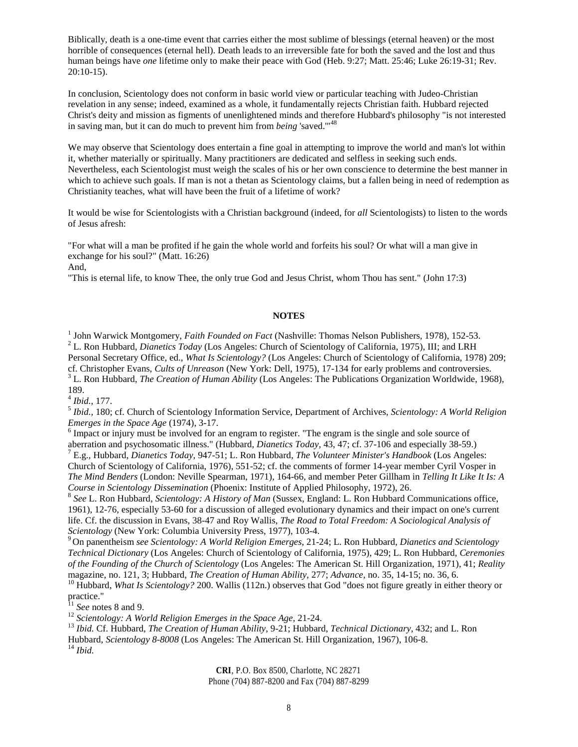Biblically, death is a one-time event that carries either the most sublime of blessings (eternal heaven) or the most horrible of consequences (eternal hell). Death leads to an irreversible fate for both the saved and the lost and thus human beings have *one* lifetime only to make their peace with God (Heb. 9:27; Matt. 25:46; Luke 26:19-31; Rev. 20:10-15).

In conclusion, Scientology does not conform in basic world view or particular teaching with Judeo-Christian revelation in any sense; indeed, examined as a whole, it fundamentally rejects Christian faith. Hubbard rejected Christ's deity and mission as figments of unenlightened minds and therefore Hubbard's philosophy "is not interested in saving man, but it can do much to prevent him from *being* 'saved.'"[48]

We may observe that Scientology does entertain a fine goal in attempting to improve the world and man's lot within it, whether materially or spiritually. Many practitioners are dedicated and selfless in seeking such ends. Nevertheless, each Scientologist must weigh the scales of his or her own conscience to determine the best manner in which to achieve such goals. If man is not a thetan as Scientology claims, but a fallen being in need of redemption as Christianity teaches, what will have been the fruit of a lifetime of work?

It would be wise for Scientologists with a Christian background (indeed, for *all* Scientologists) to listen to the words of Jesus afresh:

"For what will a man be profited if he gain the whole world and forfeits his soul? Or what will a man give in exchange for his soul?" (Matt. 16:26)
And,
"This is eternal life, to know Thee, the only true God and Jesus Christ, whom Thou has sent." (John 17:3)

## NOTES

[1] John Warwick Montgomery, *Faith Founded on Fact* (Nashville: Thomas Nelson Publishers, 1978), 152-53.
[2] L. Ron Hubbard, *Dianetics Today* (Los Angeles: Church of Scientology of California, 1975), III; and LRH Personal Secretary Office, ed., *What Is Scientology?* (Los Angeles: Church of Scientology of California, 1978) 209; cf. Christopher Evans, *Cults of Unreason* (New York: Dell, 1975), 17-134 for early problems and controversies.
[3] L. Ron Hubbard, *The Creation of Human Ability* (Los Angeles: The Publications Organization Worldwide, 1968), 189.
[4] *Ibid.,* 177.
[5] *Ibid.,* 180; cf. Church of Scientology Information Service, Department of Archives, *Scientology: A World Religion Emerges in the Space Age* (1974), 3-17.
[6] Impact or injury must be involved for an engram to register. "The engram is the single and sole source of aberration and psychosomatic illness." (Hubbard, *Dianetics Today,* 43, 47; cf. 37-106 and especially 38-59.)
[7] E.g., Hubbard, *Dianetics Today,* 947-51; L. Ron Hubbard, *The Volunteer Minister's Handbook* (Los Angeles: Church of Scientology of California, 1976), 551-52; cf. the comments of former 14-year member Cyril Vosper in *The Mind Benders* (London: Neville Spearman, 1971), 164-66, and member Peter Gillham in *Telling It Like It Is: A Course in Scientology Dissemination* (Phoenix: Institute of Applied Philosophy, 1972), 26.
[8] *See* L. Ron Hubbard, *Scientology: A History of Man* (Sussex, England: L. Ron Hubbard Communications office, 1961), 12-76, especially 53-60 for a discussion of alleged evolutionary dynamics and their impact on one's current life. Cf. the discussion in Evans, 38-47 and Roy Wallis, *The Road to Total Freedom: A Sociological Analysis of Scientology* (New York: Columbia University Press, 1977), 103-4.
[9] On panentheism *see Scientology: A World Religion Emerges,* 21-24; L. Ron Hubbard, *Dianetics and Scientology Technical Dictionary* (Los Angeles: Church of Scientology of California, 1975), 429; L. Ron Hubbard, *Ceremonies of the Founding of the Church of Scientology* (Los Angeles: The American St. Hill Organization, 1971), 41; *Reality* magazine, no. 121, 3; Hubbard, *The Creation of Human Ability,* 277; *Advance,* no. 35, 14-15; no. 36, 6.
[10] Hubbard, *What Is Scientology?* 200. Wallis (112n.) observes that God "does not figure greatly in either theory or practice."
[11] *See* notes 8 and 9.
[12] *Scientology: A World Religion Emerges in the Space Age,* 21-24.
[13] *Ibid.* Cf. Hubbard, *The Creation of Human Ability,* 9-21; Hubbard, *Technical Dictionary,* 432; and L. Ron Hubbard, *Scientology 8-8008* (Los Angeles: The American St. Hill Organization, 1967), 106-8.
[14] *Ibid.*

**CRI**, P.O. Box 8500, Charlotte, NC 28271
Phone (704) 887-8200 and Fax (704) 887-8299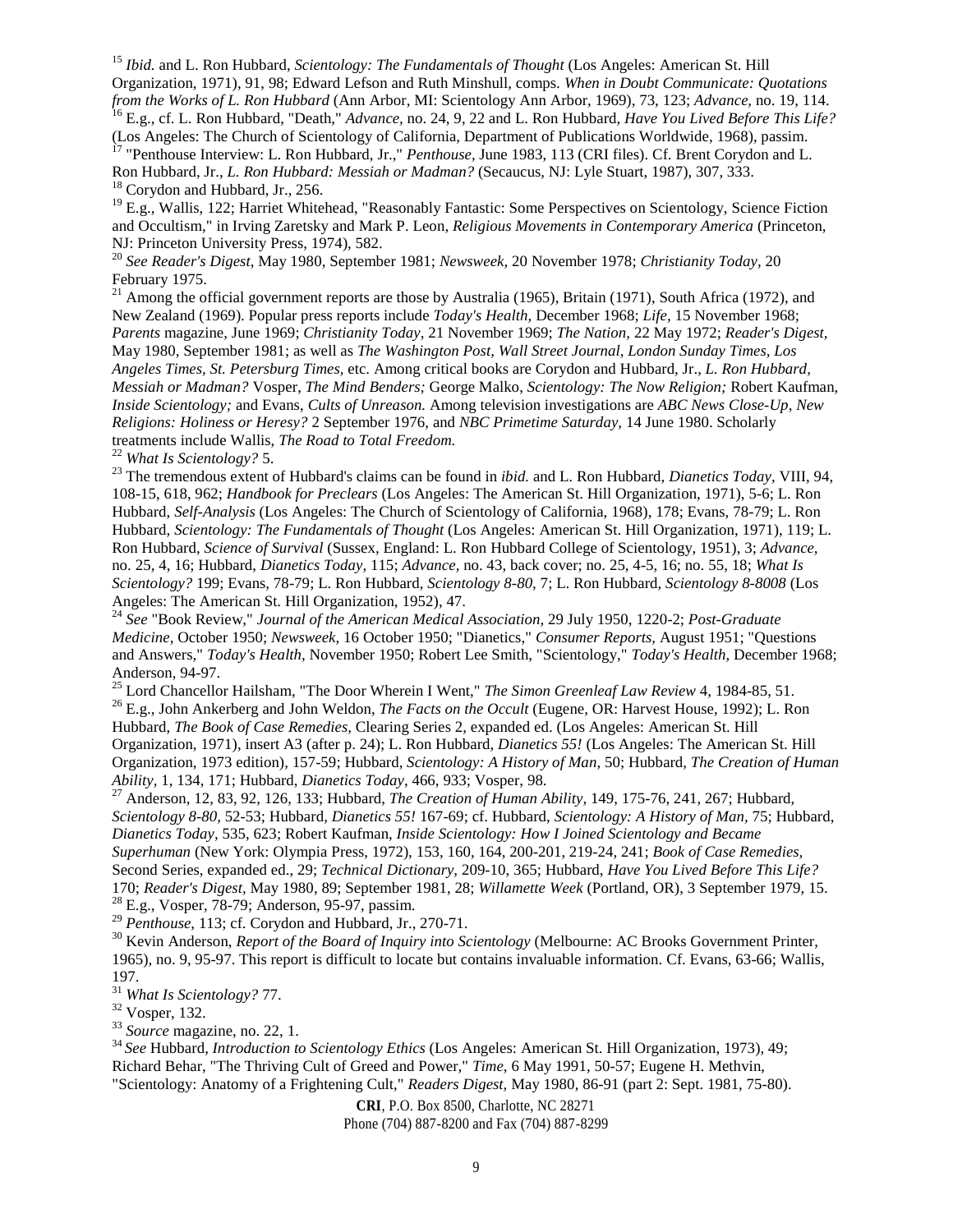[15] *Ibid.* and L. Ron Hubbard, *Scientology: The Fundamentals of Thought* (Los Angeles: American St. Hill Organization, 1971), 91, 98; Edward Lefson and Ruth Minshull, comps. *When in Doubt Communicate: Quotations from the Works of L. Ron Hubbard* (Ann Arbor, MI: Scientology Ann Arbor, 1969), 73, 123; *Advance,* no. 19, 114.

[16] E.g., cf. L. Ron Hubbard, "Death," *Advance,* no. 24, 9, 22 and L. Ron Hubbard, *Have You Lived Before This Life?* (Los Angeles: The Church of Scientology of California, Department of Publications Worldwide, 1968), passim.

[17] "Penthouse Interview: L. Ron Hubbard, Jr.," *Penthouse,* June 1983, 113 (CRI files). Cf. Brent Corydon and L. Ron Hubbard, Jr., *L. Ron Hubbard: Messiah or Madman?* (Secaucus, NJ: Lyle Stuart, 1987), 307, 333.

[18] Corydon and Hubbard, Jr., 256.

[19] E.g., Wallis, 122; Harriet Whitehead, "Reasonably Fantastic: Some Perspectives on Scientology, Science Fiction and Occultism," in Irving Zaretsky and Mark P. Leon, *Religious Movements in Contemporary America* (Princeton, NJ: Princeton University Press, 1974), 582.

[20] *See Reader's Digest,* May 1980, September 1981; *Newsweek,* 20 November 1978; *Christianity Today,* 20 February 1975.

[21] Among the official government reports are those by Australia (1965), Britain (1971), South Africa (1972), and New Zealand (1969). Popular press reports include *Today's Health,* December 1968; *Life,* 15 November 1968; *Parents* magazine, June 1969; *Christianity Today,* 21 November 1969; *The Nation,* 22 May 1972; *Reader's Digest,* May 1980, September 1981; as well as *The Washington Post, Wall Street Journal, London Sunday Times, Los Angeles Times, St. Petersburg Times,* etc. Among critical books are Corydon and Hubbard, Jr., *L. Ron Hubbard, Messiah or Madman?* Vosper, *The Mind Benders;* George Malko, *Scientology: The Now Religion;* Robert Kaufman, *Inside Scientology;* and Evans, *Cults of Unreason.* Among television investigations are *ABC News Close-Up, New Religions: Holiness or Heresy?* 2 September 1976, and *NBC Primetime Saturday,* 14 June 1980. Scholarly treatments include Wallis, *The Road to Total Freedom.*

[22] *What Is Scientology?* 5.

[23] The tremendous extent of Hubbard's claims can be found in *ibid.* and L. Ron Hubbard, *Dianetics Today,* VIII, 94, 108-15, 618, 962; *Handbook for Preclears* (Los Angeles: The American St. Hill Organization, 1971), 5-6; L. Ron Hubbard, *Self-Analysis* (Los Angeles: The Church of Scientology of California, 1968), 178; Evans, 78-79; L. Ron Hubbard, *Scientology: The Fundamentals of Thought* (Los Angeles: American St. Hill Organization, 1971), 119; L. Ron Hubbard, *Science of Survival* (Sussex, England: L. Ron Hubbard College of Scientology, 1951), 3; *Advance,* no. 25, 4, 16; Hubbard, *Dianetics Today,* 115; *Advance,* no. 43, back cover; no. 25, 4-5, 16; no. 55, 18; *What Is Scientology?* 199; Evans, 78-79; L. Ron Hubbard, *Scientology 8-80,* 7; L. Ron Hubbard, *Scientology 8-8008* (Los Angeles: The American St. Hill Organization, 1952), 47.

[24] *See* "Book Review," *Journal of the American Medical Association,* 29 July 1950, 1220-2; *Post-Graduate Medicine,* October 1950; *Newsweek,* 16 October 1950; "Dianetics," *Consumer Reports,* August 1951; "Questions and Answers," *Today's Health,* November 1950; Robert Lee Smith, "Scientology," *Today's Health,* December 1968; Anderson, 94-97.

[25] Lord Chancellor Hailsham, "The Door Wherein I Went," *The Simon Greenleaf Law Review* 4, 1984-85, 51.

[26] E.g., John Ankerberg and John Weldon, *The Facts on the Occult* (Eugene, OR: Harvest House, 1992); L. Ron Hubbard, *The Book of Case Remedies,* Clearing Series 2, expanded ed. (Los Angeles: American St. Hill Organization, 1971), insert A3 (after p. 24); L. Ron Hubbard, *Dianetics 55!* (Los Angeles: The American St. Hill Organization, 1973 edition), 157-59; Hubbard, *Scientology: A History of Man,* 50; Hubbard, *The Creation of Human Ability,* 1, 134, 171; Hubbard, *Dianetics Today,* 466, 933; Vosper, 98.

[27] Anderson, 12, 83, 92, 126, 133; Hubbard, *The Creation of Human Ability,* 149, 175-76, 241, 267; Hubbard, *Scientology 8-80,* 52-53; Hubbard, *Dianetics 55!* 167-69; cf. Hubbard, *Scientology: A History of Man,* 75; Hubbard, *Dianetics Today,* 535, 623; Robert Kaufman, *Inside Scientology: How I Joined Scientology and Became Superhuman* (New York: Olympia Press, 1972), 153, 160, 164, 200-201, 219-24, 241; *Book of Case Remedies,* Second Series, expanded ed., 29; *Technical Dictionary,* 209-10, 365; Hubbard, *Have You Lived Before This Life?* 170; *Reader's Digest,* May 1980, 89; September 1981, 28; *Willamette Week* (Portland, OR), 3 September 1979, 15.

[28] E.g., Vosper, 78-79; Anderson, 95-97, passim.

[29] *Penthouse,* 113; cf. Corydon and Hubbard, Jr., 270-71.

[30] Kevin Anderson, *Report of the Board of Inquiry into Scientology* (Melbourne: AC Brooks Government Printer, 1965), no. 9, 95-97. This report is difficult to locate but contains invaluable information. Cf. Evans, 63-66; Wallis, 197.

[31] *What Is Scientology?* 77.

[32] Vosper, 132.

[33] *Source* magazine, no. 22, 1.

[34] *See* Hubbard, *Introduction to Scientology Ethics* (Los Angeles: American St. Hill Organization, 1973), 49; Richard Behar, "The Thriving Cult of Greed and Power," *Time,* 6 May 1991, 50-57; Eugene H. Methvin, "Scientology: Anatomy of a Frightening Cult," *Readers Digest,* May 1980, 86-91 (part 2: Sept. 1981, 75-80).

**CRI**, P.O. Box 8500, Charlotte, NC 28271
Phone (704) 887-8200 and Fax (704) 887-8299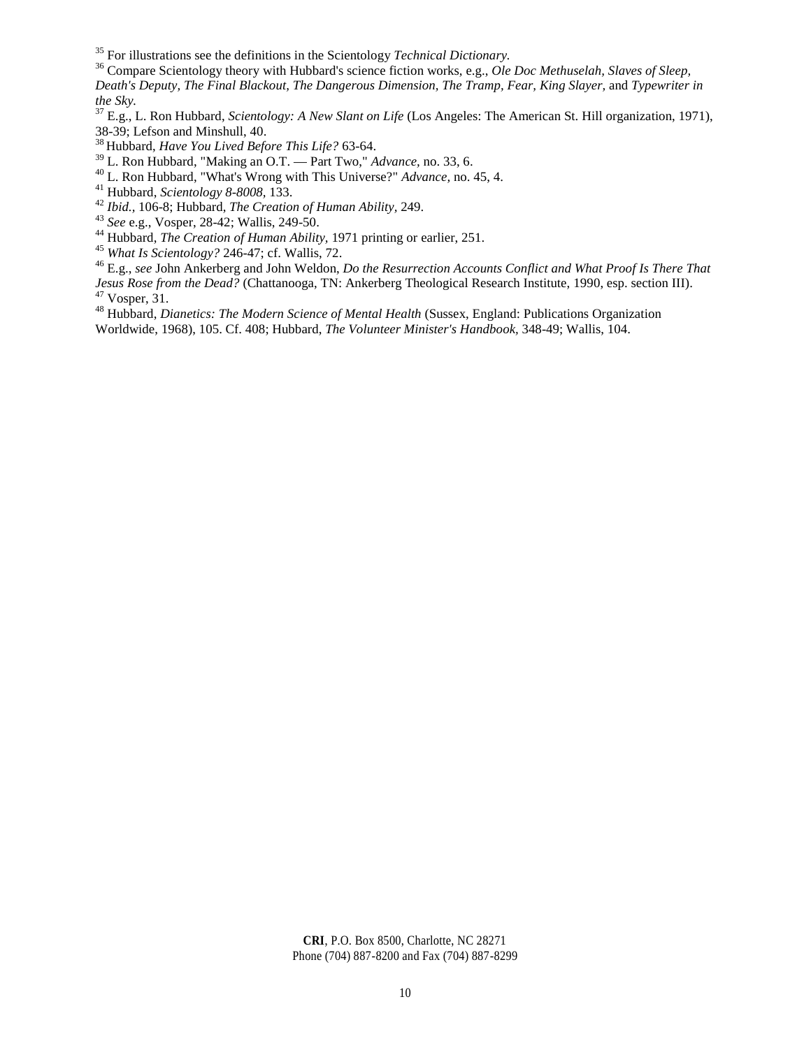[35] For illustrations see the definitions in the Scientology *Technical Dictionary.*

[36] Compare Scientology theory with Hubbard's science fiction works, e.g., *Ole Doc Methuselah, Slaves of Sleep, Death's Deputy, The Final Blackout, The Dangerous Dimension, The Tramp, Fear, King Slayer,* and *Typewriter in the Sky.*

[37] E.g., L. Ron Hubbard, *Scientology: A New Slant on Life* (Los Angeles: The American St. Hill organization, 1971), 38-39; Lefson and Minshull, 40.

[38] Hubbard, *Have You Lived Before This Life?* 63-64.

[39] L. Ron Hubbard, "Making an O.T. — Part Two," *Advance,* no. 33, 6.

[40] L. Ron Hubbard, "What's Wrong with This Universe?" *Advance,* no. 45, 4.

[41] Hubbard, *Scientology 8-8008,* 133.

[42] *Ibid.,* 106-8; Hubbard, *The Creation of Human Ability,* 249.

[43] *See* e.g., Vosper, 28-42; Wallis, 249-50.

[44] Hubbard, *The Creation of Human Ability,* 1971 printing or earlier, 251.

[45] *What Is Scientology?* 246-47; cf. Wallis, 72.

[46] E.g., *see* John Ankerberg and John Weldon, *Do the Resurrection Accounts Conflict and What Proof Is There That Jesus Rose from the Dead?* (Chattanooga, TN: Ankerberg Theological Research Institute, 1990, esp. section III).

[47] Vosper, 31.

[48] Hubbard, *Dianetics: The Modern Science of Mental Health* (Sussex, England: Publications Organization Worldwide, 1968), 105. Cf. 408; Hubbard, *The Volunteer Minister's Handbook,* 348-49; Wallis, 104.

**CRI**, P.O. Box 8500, Charlotte, NC 28271
Phone (704) 887-8200 and Fax (704) 887-8299